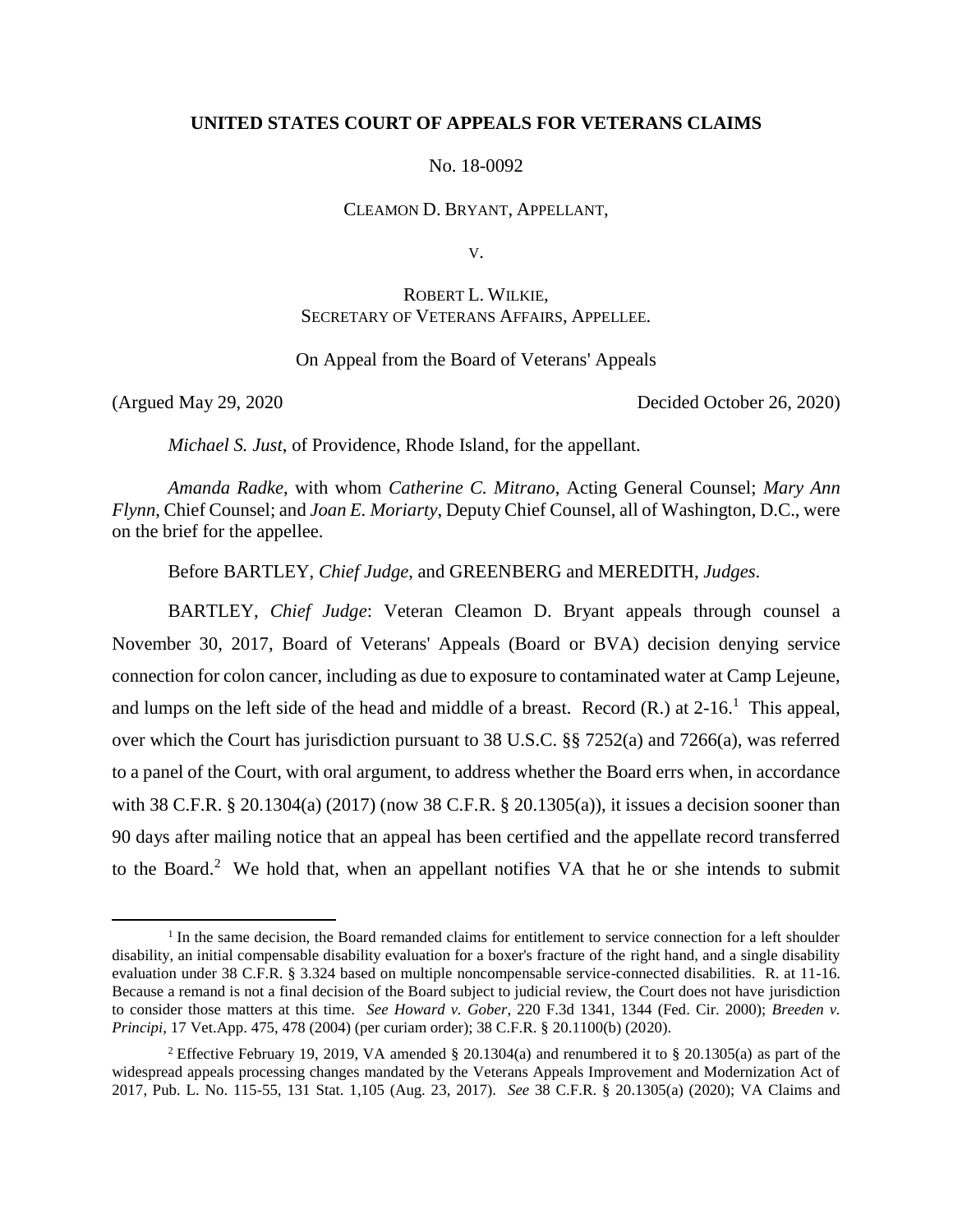**UNITED STATES COURT OF APPEALS FOR VETERANS CLAIMS**

No. 18-0092

CLEAMON D. BRYANT, APPELLANT,

V.

ROBERT L. WILKIE,
SECRETARY OF VETERANS AFFAIRS, APPELLEE.

On Appeal from the Board of Veterans' Appeals

(Argued May 29, 2020 Decided October 26, 2020)

*Michael S. Just*, of Providence, Rhode Island, for the appellant.

*Amanda Radke*, with whom *Catherine C. Mitrano*, Acting General Counsel; *Mary Ann Flynn*, Chief Counsel; and *Joan E. Moriarty*, Deputy Chief Counsel, all of Washington, D.C., were on the brief for the appellee.

Before BARTLEY, *Chief Judge*, and GREENBERG and MEREDITH, *Judges*.

BARTLEY, *Chief Judge*: Veteran Cleamon D. Bryant appeals through counsel a November 30, 2017, Board of Veterans' Appeals (Board or BVA) decision denying service connection for colon cancer, including as due to exposure to contaminated water at Camp Lejeune, and lumps on the left side of the head and middle of a breast. Record (R.) at 2-16.[1] This appeal, over which the Court has jurisdiction pursuant to 38 U.S.C. §§ 7252(a) and 7266(a), was referred to a panel of the Court, with oral argument, to address whether the Board errs when, in accordance with 38 C.F.R. § 20.1304(a) (2017) (now 38 C.F.R. § 20.1305(a)), it issues a decision sooner than 90 days after mailing notice that an appeal has been certified and the appellate record transferred to the Board.[2] We hold that, when an appellant notifies VA that he or she intends to submit

[1] In the same decision, the Board remanded claims for entitlement to service connection for a left shoulder disability, an initial compensable disability evaluation for a boxer's fracture of the right hand, and a single disability evaluation under 38 C.F.R. § 3.324 based on multiple noncompensable service-connected disabilities. R. at 11-16. Because a remand is not a final decision of the Board subject to judicial review, the Court does not have jurisdiction to consider those matters at this time. *See Howard v. Gober*, 220 F.3d 1341, 1344 (Fed. Cir. 2000); *Breeden v. Principi*, 17 Vet.App. 475, 478 (2004) (per curiam order); 38 C.F.R. § 20.1100(b) (2020).

[2] Effective February 19, 2019, VA amended § 20.1304(a) and renumbered it to § 20.1305(a) as part of the widespread appeals processing changes mandated by the Veterans Appeals Improvement and Modernization Act of 2017, Pub. L. No. 115-55, 131 Stat. 1,105 (Aug. 23, 2017). *See* 38 C.F.R. § 20.1305(a) (2020); VA Claims and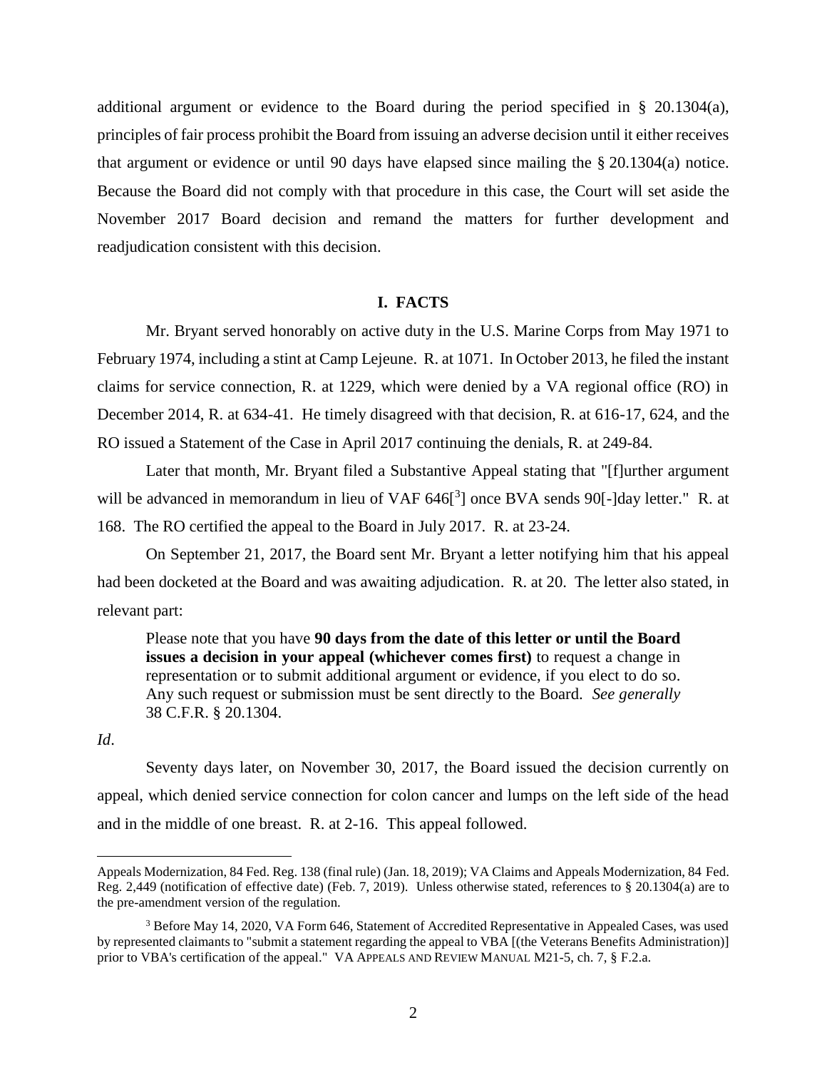additional argument or evidence to the Board during the period specified in § 20.1304(a), principles of fair process prohibit the Board from issuing an adverse decision until it either receives that argument or evidence or until 90 days have elapsed since mailing the § 20.1304(a) notice. Because the Board did not comply with that procedure in this case, the Court will set aside the November 2017 Board decision and remand the matters for further development and readjudication consistent with this decision.

## I. FACTS

Mr. Bryant served honorably on active duty in the U.S. Marine Corps from May 1971 to February 1974, including a stint at Camp Lejeune. R. at 1071. In October 2013, he filed the instant claims for service connection, R. at 1229, which were denied by a VA regional office (RO) in December 2014, R. at 634-41. He timely disagreed with that decision, R. at 616-17, 624, and the RO issued a Statement of the Case in April 2017 continuing the denials, R. at 249-84.

Later that month, Mr. Bryant filed a Substantive Appeal stating that "[f]urther argument will be advanced in memorandum in lieu of VAF 646[[3]] once BVA sends 90[-]day letter." R. at 168. The RO certified the appeal to the Board in July 2017. R. at 23-24.

On September 21, 2017, the Board sent Mr. Bryant a letter notifying him that his appeal had been docketed at the Board and was awaiting adjudication. R. at 20. The letter also stated, in relevant part:

> Please note that you have **90 days from the date of this letter or until the Board issues a decision in your appeal (whichever comes first)** to request a change in representation or to submit additional argument or evidence, if you elect to do so. Any such request or submission must be sent directly to the Board. *See generally* 38 C.F.R. § 20.1304.

*Id*.

Seventy days later, on November 30, 2017, the Board issued the decision currently on appeal, which denied service connection for colon cancer and lumps on the left side of the head and in the middle of one breast. R. at 2-16. This appeal followed.

---

Appeals Modernization, 84 Fed. Reg. 138 (final rule) (Jan. 18, 2019); VA Claims and Appeals Modernization, 84 Fed. Reg. 2,449 (notification of effective date) (Feb. 7, 2019). Unless otherwise stated, references to § 20.1304(a) are to the pre-amendment version of the regulation.

[3] Before May 14, 2020, VA Form 646, Statement of Accredited Representative in Appealed Cases, was used by represented claimants to "submit a statement regarding the appeal to VBA [(the Veterans Benefits Administration)] prior to VBA's certification of the appeal." VA APPEALS AND REVIEW MANUAL M21-5, ch. 7, § F.2.a.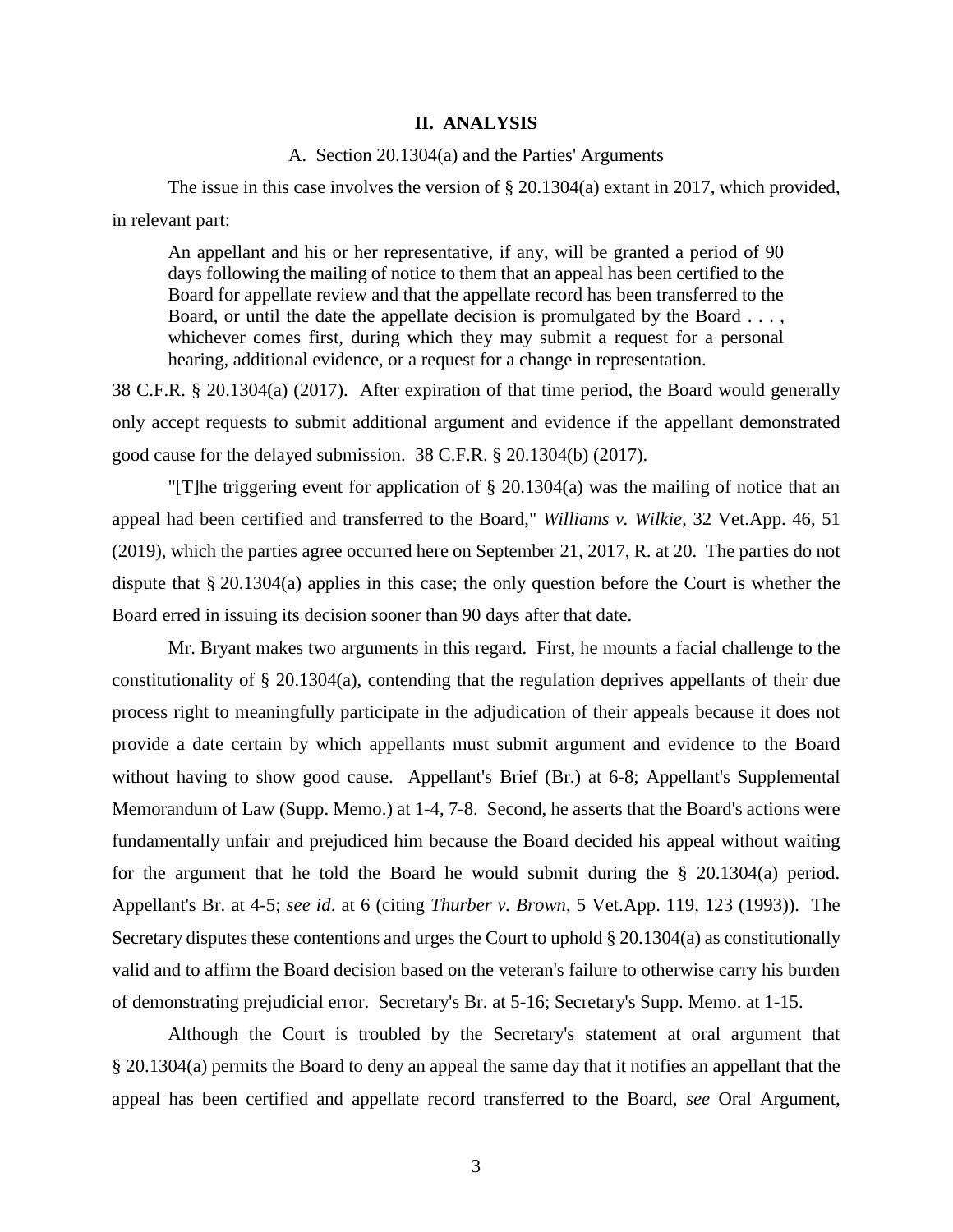## II. ANALYSIS

### A. Section 20.1304(a) and the Parties' Arguments

The issue in this case involves the version of § 20.1304(a) extant in 2017, which provided, in relevant part:

> An appellant and his or her representative, if any, will be granted a period of 90 days following the mailing of notice to them that an appeal has been certified to the Board for appellate review and that the appellate record has been transferred to the Board, or until the date the appellate decision is promulgated by the Board . . . , whichever comes first, during which they may submit a request for a personal hearing, additional evidence, or a request for a change in representation.

38 C.F.R. § 20.1304(a) (2017). After expiration of that time period, the Board would generally only accept requests to submit additional argument and evidence if the appellant demonstrated good cause for the delayed submission. 38 C.F.R. § 20.1304(b) (2017).

"[T]he triggering event for application of § 20.1304(a) was the mailing of notice that an appeal had been certified and transferred to the Board," *Williams v. Wilkie*, 32 Vet.App. 46, 51 (2019), which the parties agree occurred here on September 21, 2017, R. at 20. The parties do not dispute that § 20.1304(a) applies in this case; the only question before the Court is whether the Board erred in issuing its decision sooner than 90 days after that date.

Mr. Bryant makes two arguments in this regard. First, he mounts a facial challenge to the constitutionality of § 20.1304(a), contending that the regulation deprives appellants of their due process right to meaningfully participate in the adjudication of their appeals because it does not provide a date certain by which appellants must submit argument and evidence to the Board without having to show good cause. Appellant's Brief (Br.) at 6-8; Appellant's Supplemental Memorandum of Law (Supp. Memo.) at 1-4, 7-8. Second, he asserts that the Board's actions were fundamentally unfair and prejudiced him because the Board decided his appeal without waiting for the argument that he told the Board he would submit during the § 20.1304(a) period. Appellant's Br. at 4-5; *see id*. at 6 (citing *Thurber v. Brown*, 5 Vet.App. 119, 123 (1993)). The Secretary disputes these contentions and urges the Court to uphold § 20.1304(a) as constitutionally valid and to affirm the Board decision based on the veteran's failure to otherwise carry his burden of demonstrating prejudicial error. Secretary's Br. at 5-16; Secretary's Supp. Memo. at 1-15.

Although the Court is troubled by the Secretary's statement at oral argument that § 20.1304(a) permits the Board to deny an appeal the same day that it notifies an appellant that the appeal has been certified and appellate record transferred to the Board, *see* Oral Argument,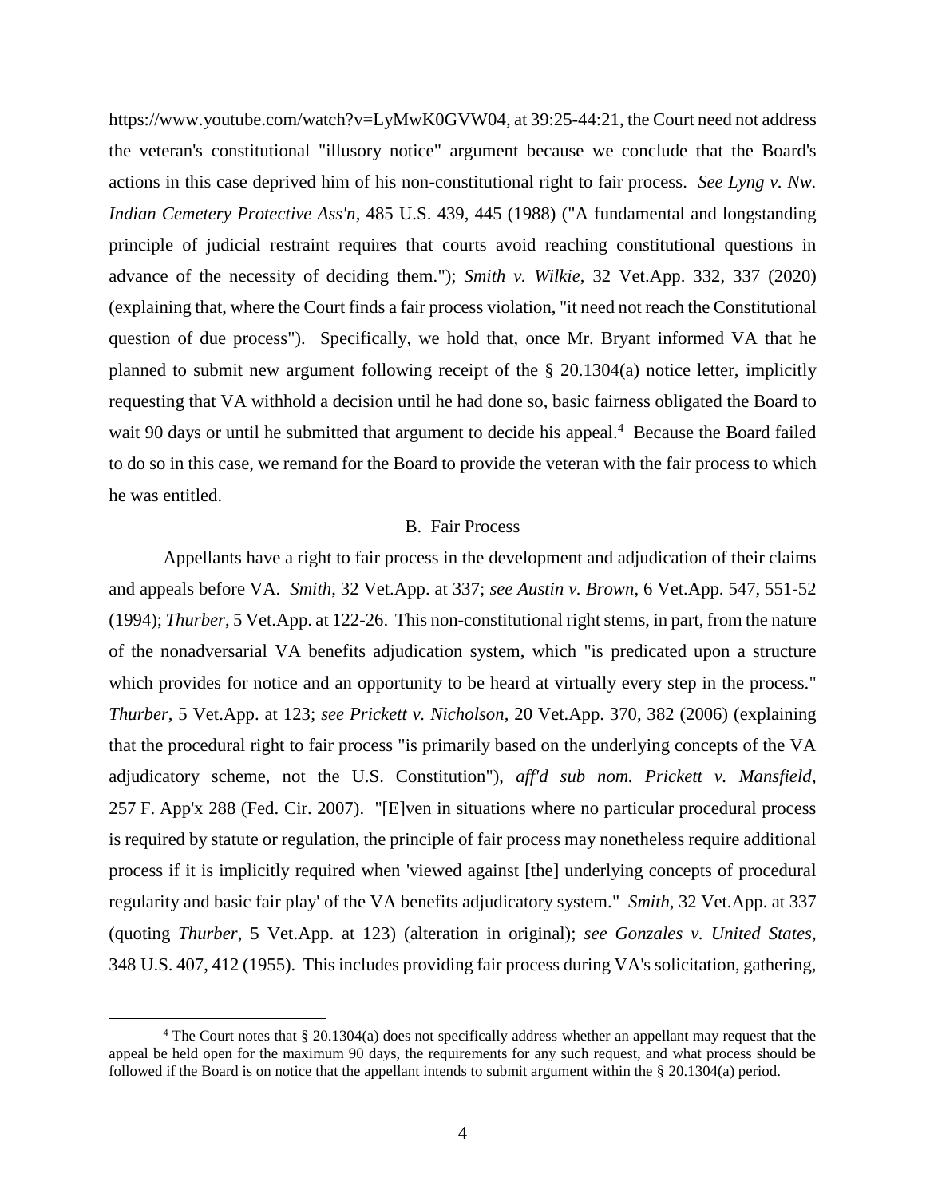https://www.youtube.com/watch?v=LyMwK0GVW04, at 39:25-44:21, the Court need not address the veteran's constitutional "illusory notice" argument because we conclude that the Board's actions in this case deprived him of his non-constitutional right to fair process. *See Lyng v. Nw. Indian Cemetery Protective Ass'n*, 485 U.S. 439, 445 (1988) ("A fundamental and longstanding principle of judicial restraint requires that courts avoid reaching constitutional questions in advance of the necessity of deciding them."); *Smith v. Wilkie*, 32 Vet.App. 332, 337 (2020) (explaining that, where the Court finds a fair process violation, "it need not reach the Constitutional question of due process"). Specifically, we hold that, once Mr. Bryant informed VA that he planned to submit new argument following receipt of the § 20.1304(a) notice letter, implicitly requesting that VA withhold a decision until he had done so, basic fairness obligated the Board to wait 90 days or until he submitted that argument to decide his appeal.[4] Because the Board failed to do so in this case, we remand for the Board to provide the veteran with the fair process to which he was entitled.

## B. Fair Process

Appellants have a right to fair process in the development and adjudication of their claims and appeals before VA. *Smith*, 32 Vet.App. at 337; *see Austin v. Brown*, 6 Vet.App. 547, 551-52 (1994); *Thurber*, 5 Vet.App. at 122-26. This non-constitutional right stems, in part, from the nature of the nonadversarial VA benefits adjudication system, which "is predicated upon a structure which provides for notice and an opportunity to be heard at virtually every step in the process." *Thurber*, 5 Vet.App. at 123; *see Prickett v. Nicholson*, 20 Vet.App. 370, 382 (2006) (explaining that the procedural right to fair process "is primarily based on the underlying concepts of the VA adjudicatory scheme, not the U.S. Constitution"), *aff'd sub nom. Prickett v. Mansfield*, 257 F. App'x 288 (Fed. Cir. 2007). "[E]ven in situations where no particular procedural process is required by statute or regulation, the principle of fair process may nonetheless require additional process if it is implicitly required when 'viewed against [the] underlying concepts of procedural regularity and basic fair play' of the VA benefits adjudicatory system." *Smith*, 32 Vet.App. at 337 (quoting *Thurber*, 5 Vet.App. at 123) (alteration in original); *see Gonzales v. United States*, 348 U.S. 407, 412 (1955). This includes providing fair process during VA's solicitation, gathering,

[4] The Court notes that § 20.1304(a) does not specifically address whether an appellant may request that the appeal be held open for the maximum 90 days, the requirements for any such request, and what process should be followed if the Board is on notice that the appellant intends to submit argument within the § 20.1304(a) period.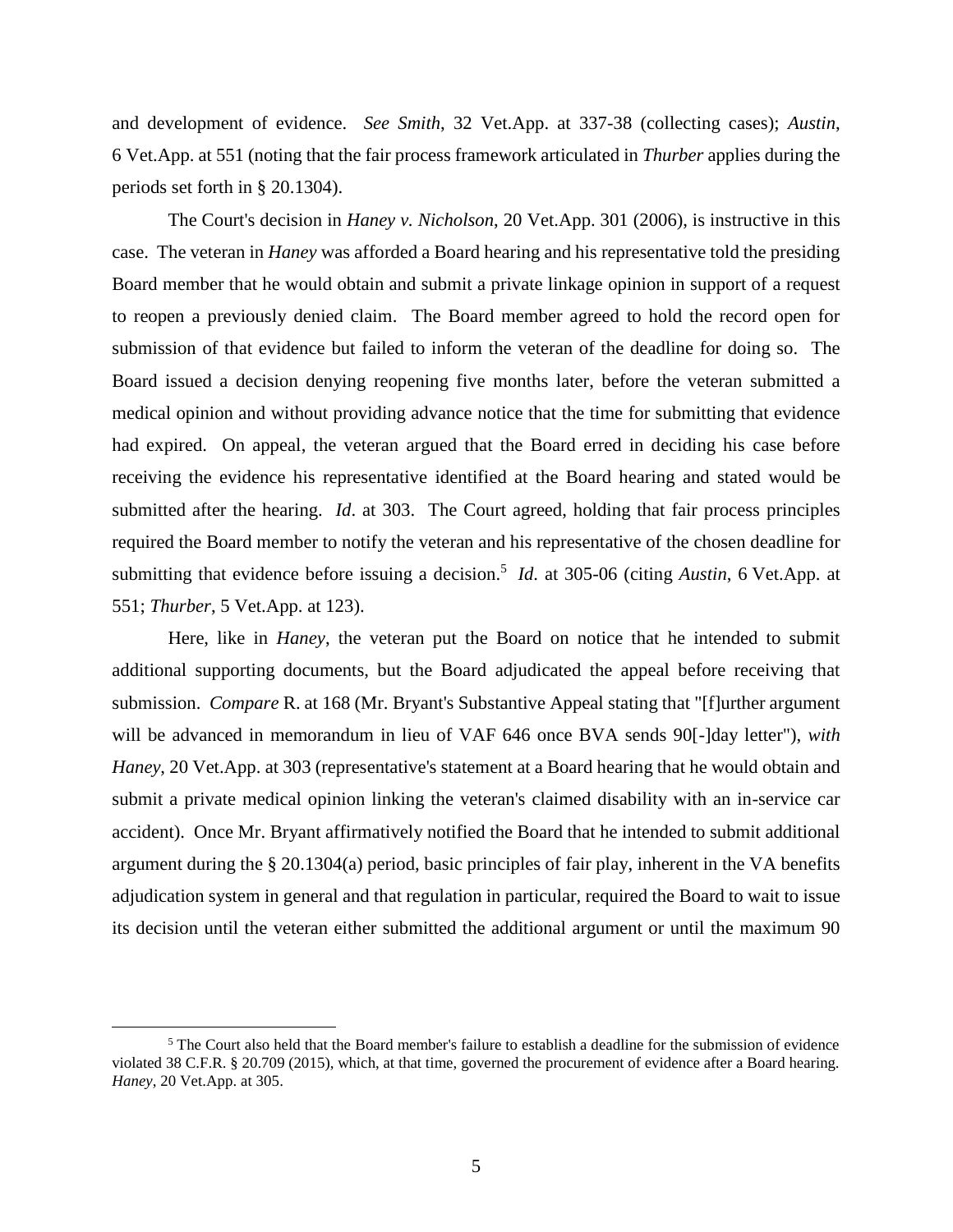and development of evidence. *See Smith*, 32 Vet.App. at 337-38 (collecting cases); *Austin*, 6 Vet.App. at 551 (noting that the fair process framework articulated in *Thurber* applies during the periods set forth in § 20.1304).

The Court's decision in *Haney v. Nicholson*, 20 Vet.App. 301 (2006), is instructive in this case. The veteran in *Haney* was afforded a Board hearing and his representative told the presiding Board member that he would obtain and submit a private linkage opinion in support of a request to reopen a previously denied claim. The Board member agreed to hold the record open for submission of that evidence but failed to inform the veteran of the deadline for doing so. The Board issued a decision denying reopening five months later, before the veteran submitted a medical opinion and without providing advance notice that the time for submitting that evidence had expired. On appeal, the veteran argued that the Board erred in deciding his case before receiving the evidence his representative identified at the Board hearing and stated would be submitted after the hearing. *Id*. at 303. The Court agreed, holding that fair process principles required the Board member to notify the veteran and his representative of the chosen deadline for submitting that evidence before issuing a decision.[5] *Id*. at 305-06 (citing *Austin*, 6 Vet.App. at 551; *Thurber*, 5 Vet.App. at 123).

Here, like in *Haney*, the veteran put the Board on notice that he intended to submit additional supporting documents, but the Board adjudicated the appeal before receiving that submission. *Compare* R. at 168 (Mr. Bryant's Substantive Appeal stating that "[f]urther argument will be advanced in memorandum in lieu of VAF 646 once BVA sends 90[-]day letter"), *with Haney*, 20 Vet.App. at 303 (representative's statement at a Board hearing that he would obtain and submit a private medical opinion linking the veteran's claimed disability with an in-service car accident). Once Mr. Bryant affirmatively notified the Board that he intended to submit additional argument during the § 20.1304(a) period, basic principles of fair play, inherent in the VA benefits adjudication system in general and that regulation in particular, required the Board to wait to issue its decision until the veteran either submitted the additional argument or until the maximum 90

---

[5] The Court also held that the Board member's failure to establish a deadline for the submission of evidence violated 38 C.F.R. § 20.709 (2015), which, at that time, governed the procurement of evidence after a Board hearing. *Haney*, 20 Vet.App. at 305.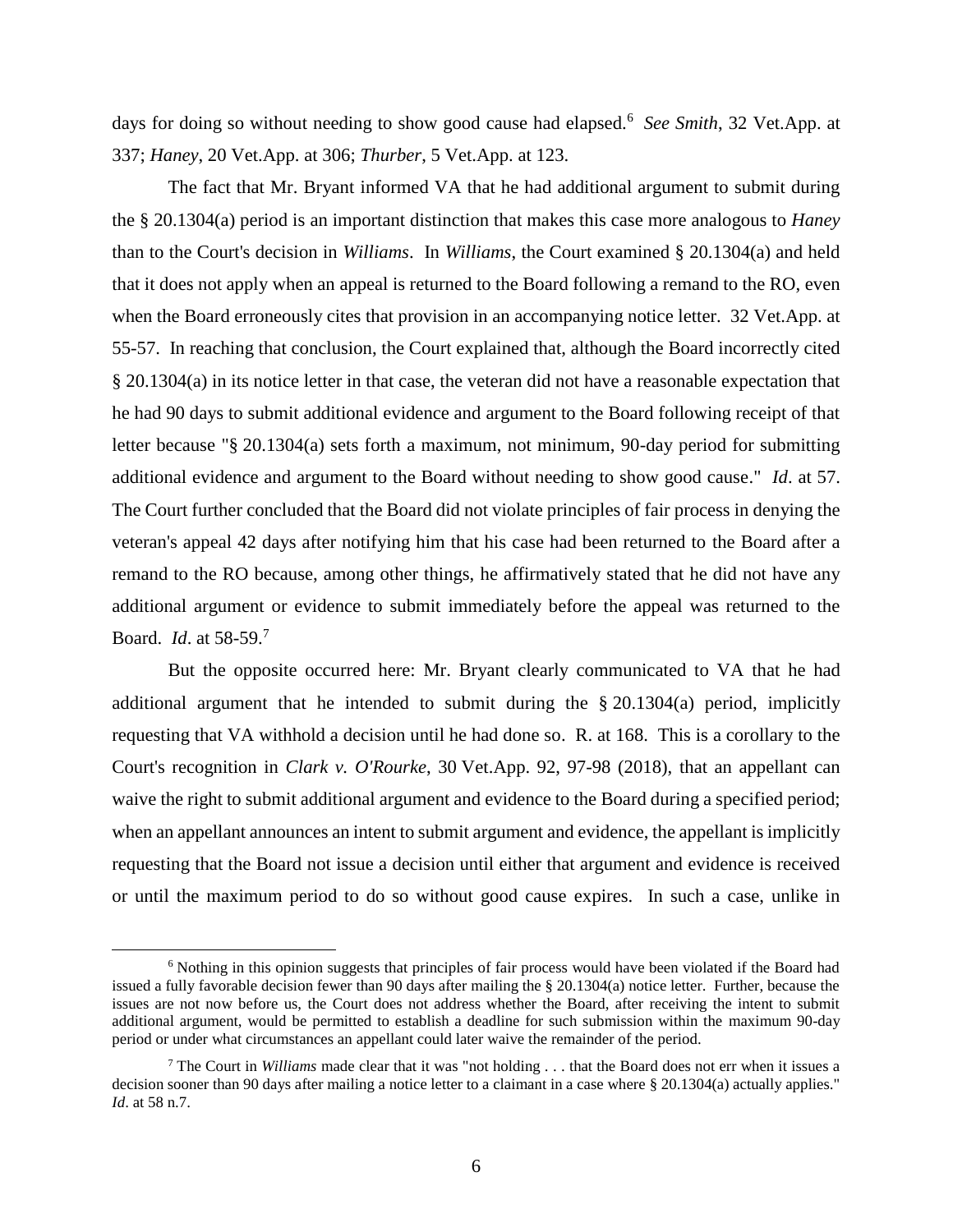days for doing so without needing to show good cause had elapsed.[6] *See Smith*, 32 Vet.App. at 337; *Haney*, 20 Vet.App. at 306; *Thurber*, 5 Vet.App. at 123.

The fact that Mr. Bryant informed VA that he had additional argument to submit during the § 20.1304(a) period is an important distinction that makes this case more analogous to *Haney* than to the Court's decision in *Williams*. In *Williams*, the Court examined § 20.1304(a) and held that it does not apply when an appeal is returned to the Board following a remand to the RO, even when the Board erroneously cites that provision in an accompanying notice letter. 32 Vet.App. at 55-57. In reaching that conclusion, the Court explained that, although the Board incorrectly cited § 20.1304(a) in its notice letter in that case, the veteran did not have a reasonable expectation that he had 90 days to submit additional evidence and argument to the Board following receipt of that letter because "§ 20.1304(a) sets forth a maximum, not minimum, 90-day period for submitting additional evidence and argument to the Board without needing to show good cause." *Id*. at 57. The Court further concluded that the Board did not violate principles of fair process in denying the veteran's appeal 42 days after notifying him that his case had been returned to the Board after a remand to the RO because, among other things, he affirmatively stated that he did not have any additional argument or evidence to submit immediately before the appeal was returned to the Board. *Id*. at 58-59.[7]

But the opposite occurred here: Mr. Bryant clearly communicated to VA that he had additional argument that he intended to submit during the § 20.1304(a) period, implicitly requesting that VA withhold a decision until he had done so. R. at 168. This is a corollary to the Court's recognition in *Clark v. O'Rourke*, 30 Vet.App. 92, 97-98 (2018), that an appellant can waive the right to submit additional argument and evidence to the Board during a specified period; when an appellant announces an intent to submit argument and evidence, the appellant is implicitly requesting that the Board not issue a decision until either that argument and evidence is received or until the maximum period to do so without good cause expires. In such a case, unlike in

---

[6] Nothing in this opinion suggests that principles of fair process would have been violated if the Board had issued a fully favorable decision fewer than 90 days after mailing the § 20.1304(a) notice letter. Further, because the issues are not now before us, the Court does not address whether the Board, after receiving the intent to submit additional argument, would be permitted to establish a deadline for such submission within the maximum 90-day period or under what circumstances an appellant could later waive the remainder of the period.

[7] The Court in *Williams* made clear that it was "not holding . . . that the Board does not err when it issues a decision sooner than 90 days after mailing a notice letter to a claimant in a case where § 20.1304(a) actually applies." *Id*. at 58 n.7.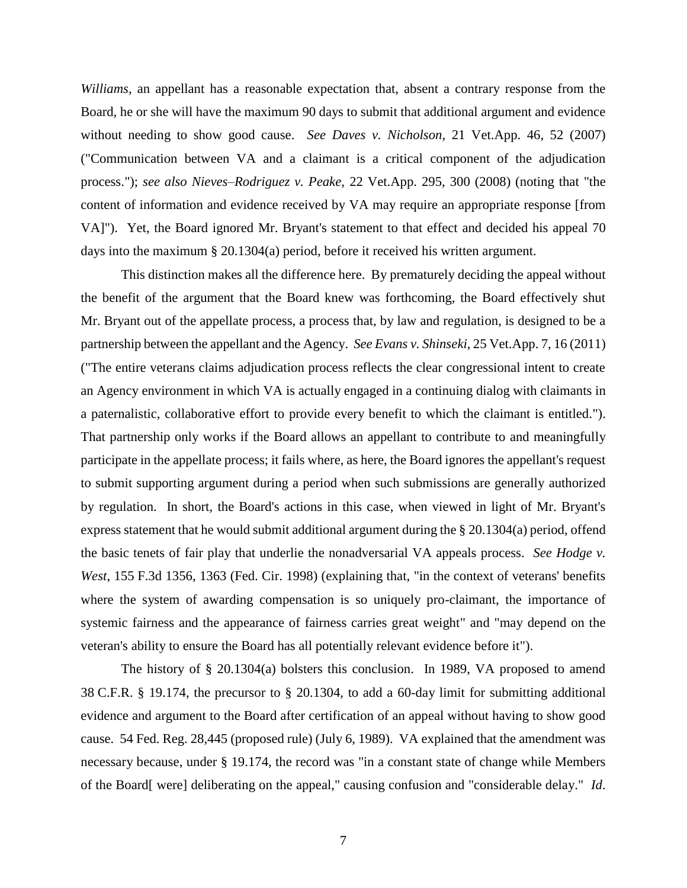*Williams*, an appellant has a reasonable expectation that, absent a contrary response from the Board, he or she will have the maximum 90 days to submit that additional argument and evidence without needing to show good cause. *See Daves v. Nicholson*, 21 Vet.App. 46, 52 (2007) ("Communication between VA and a claimant is a critical component of the adjudication process."); *see also Nieves–Rodriguez v. Peake*, 22 Vet.App. 295, 300 (2008) (noting that "the content of information and evidence received by VA may require an appropriate response [from VA]"). Yet, the Board ignored Mr. Bryant's statement to that effect and decided his appeal 70 days into the maximum § 20.1304(a) period, before it received his written argument.

This distinction makes all the difference here. By prematurely deciding the appeal without the benefit of the argument that the Board knew was forthcoming, the Board effectively shut Mr. Bryant out of the appellate process, a process that, by law and regulation, is designed to be a partnership between the appellant and the Agency. *See Evans v. Shinseki*, 25 Vet.App. 7, 16 (2011) ("The entire veterans claims adjudication process reflects the clear congressional intent to create an Agency environment in which VA is actually engaged in a continuing dialog with claimants in a paternalistic, collaborative effort to provide every benefit to which the claimant is entitled."). That partnership only works if the Board allows an appellant to contribute to and meaningfully participate in the appellate process; it fails where, as here, the Board ignores the appellant's request to submit supporting argument during a period when such submissions are generally authorized by regulation. In short, the Board's actions in this case, when viewed in light of Mr. Bryant's express statement that he would submit additional argument during the § 20.1304(a) period, offend the basic tenets of fair play that underlie the nonadversarial VA appeals process. *See Hodge v. West*, 155 F.3d 1356, 1363 (Fed. Cir. 1998) (explaining that, "in the context of veterans' benefits where the system of awarding compensation is so uniquely pro-claimant, the importance of systemic fairness and the appearance of fairness carries great weight" and "may depend on the veteran's ability to ensure the Board has all potentially relevant evidence before it").

The history of § 20.1304(a) bolsters this conclusion. In 1989, VA proposed to amend 38 C.F.R. § 19.174, the precursor to § 20.1304, to add a 60-day limit for submitting additional evidence and argument to the Board after certification of an appeal without having to show good cause. 54 Fed. Reg. 28,445 (proposed rule) (July 6, 1989). VA explained that the amendment was necessary because, under § 19.174, the record was "in a constant state of change while Members of the Board[ were] deliberating on the appeal," causing confusion and "considerable delay." *Id*.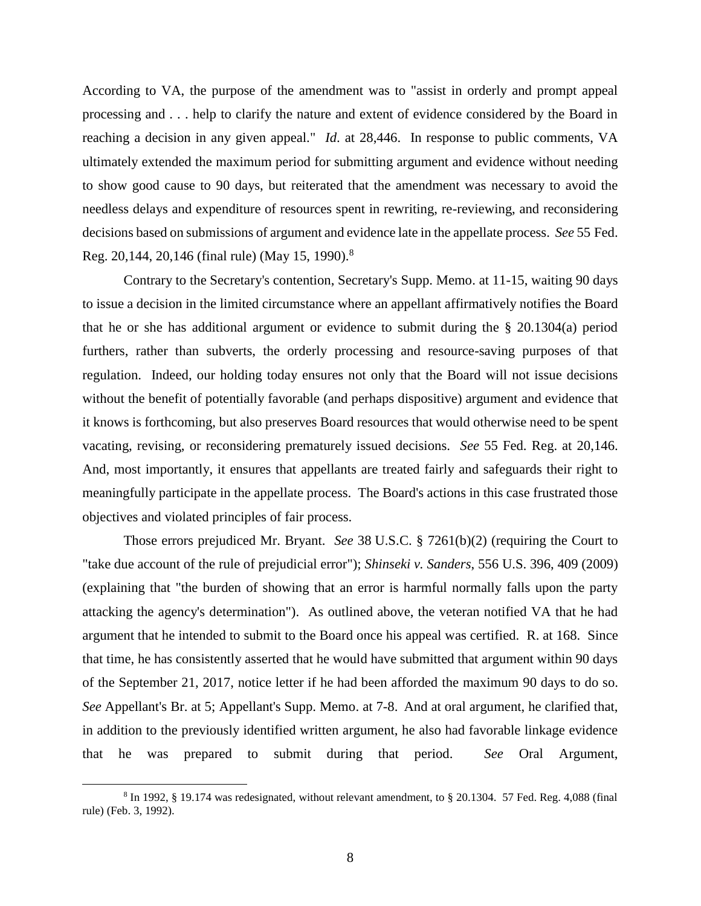According to VA, the purpose of the amendment was to "assist in orderly and prompt appeal processing and . . . help to clarify the nature and extent of evidence considered by the Board in reaching a decision in any given appeal." *Id*. at 28,446. In response to public comments, VA ultimately extended the maximum period for submitting argument and evidence without needing to show good cause to 90 days, but reiterated that the amendment was necessary to avoid the needless delays and expenditure of resources spent in rewriting, re-reviewing, and reconsidering decisions based on submissions of argument and evidence late in the appellate process. *See* 55 Fed. Reg. 20,144, 20,146 (final rule) (May 15, 1990).[8]

Contrary to the Secretary's contention, Secretary's Supp. Memo. at 11-15, waiting 90 days to issue a decision in the limited circumstance where an appellant affirmatively notifies the Board that he or she has additional argument or evidence to submit during the § 20.1304(a) period furthers, rather than subverts, the orderly processing and resource-saving purposes of that regulation. Indeed, our holding today ensures not only that the Board will not issue decisions without the benefit of potentially favorable (and perhaps dispositive) argument and evidence that it knows is forthcoming, but also preserves Board resources that would otherwise need to be spent vacating, revising, or reconsidering prematurely issued decisions. *See* 55 Fed. Reg. at 20,146. And, most importantly, it ensures that appellants are treated fairly and safeguards their right to meaningfully participate in the appellate process. The Board's actions in this case frustrated those objectives and violated principles of fair process.

Those errors prejudiced Mr. Bryant. *See* 38 U.S.C. § 7261(b)(2) (requiring the Court to "take due account of the rule of prejudicial error"); *Shinseki v. Sanders*, 556 U.S. 396, 409 (2009) (explaining that "the burden of showing that an error is harmful normally falls upon the party attacking the agency's determination"). As outlined above, the veteran notified VA that he had argument that he intended to submit to the Board once his appeal was certified. R. at 168. Since that time, he has consistently asserted that he would have submitted that argument within 90 days of the September 21, 2017, notice letter if he had been afforded the maximum 90 days to do so. *See* Appellant's Br. at 5; Appellant's Supp. Memo. at 7-8. And at oral argument, he clarified that, in addition to the previously identified written argument, he also had favorable linkage evidence that he was prepared to submit during that period. *See* Oral Argument,

[8] In 1992, § 19.174 was redesignated, without relevant amendment, to § 20.1304. 57 Fed. Reg. 4,088 (final rule) (Feb. 3, 1992).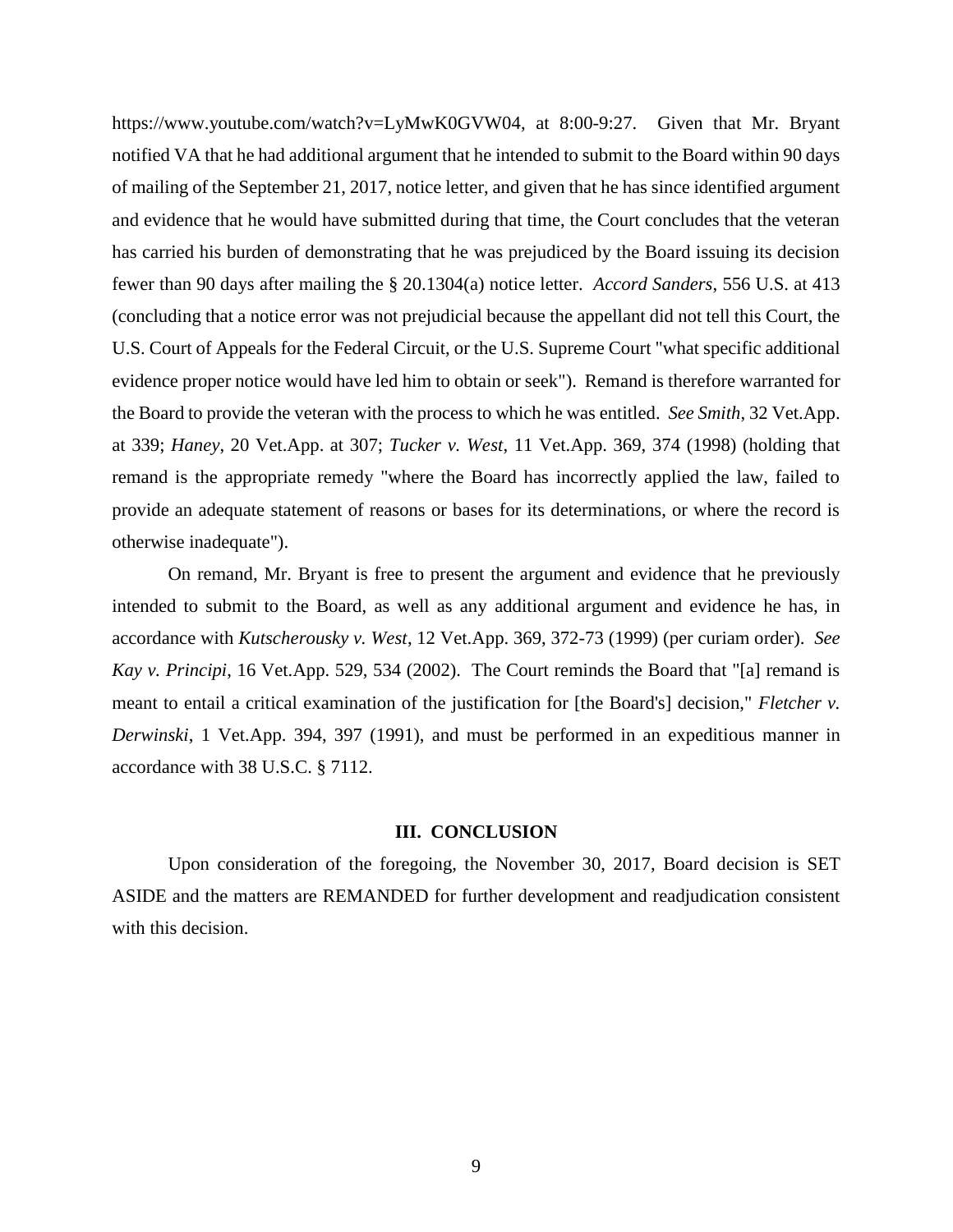https://www.youtube.com/watch?v=LyMwK0GVW04, at 8:00-9:27. Given that Mr. Bryant notified VA that he had additional argument that he intended to submit to the Board within 90 days of mailing of the September 21, 2017, notice letter, and given that he has since identified argument and evidence that he would have submitted during that time, the Court concludes that the veteran has carried his burden of demonstrating that he was prejudiced by the Board issuing its decision fewer than 90 days after mailing the § 20.1304(a) notice letter. *Accord Sanders*, 556 U.S. at 413 (concluding that a notice error was not prejudicial because the appellant did not tell this Court, the U.S. Court of Appeals for the Federal Circuit, or the U.S. Supreme Court "what specific additional evidence proper notice would have led him to obtain or seek"). Remand is therefore warranted for the Board to provide the veteran with the process to which he was entitled. *See Smith*, 32 Vet.App. at 339; *Haney*, 20 Vet.App. at 307; *Tucker v. West*, 11 Vet.App. 369, 374 (1998) (holding that remand is the appropriate remedy "where the Board has incorrectly applied the law, failed to provide an adequate statement of reasons or bases for its determinations, or where the record is otherwise inadequate").

On remand, Mr. Bryant is free to present the argument and evidence that he previously intended to submit to the Board, as well as any additional argument and evidence he has, in accordance with *Kutscherousky v. West*, 12 Vet.App. 369, 372-73 (1999) (per curiam order). *See Kay v. Principi*, 16 Vet.App. 529, 534 (2002). The Court reminds the Board that "[a] remand is meant to entail a critical examination of the justification for [the Board's] decision," *Fletcher v. Derwinski*, 1 Vet.App. 394, 397 (1991), and must be performed in an expeditious manner in accordance with 38 U.S.C. § 7112.

## III. CONCLUSION

Upon consideration of the foregoing, the November 30, 2017, Board decision is SET ASIDE and the matters are REMANDED for further development and readjudication consistent with this decision.